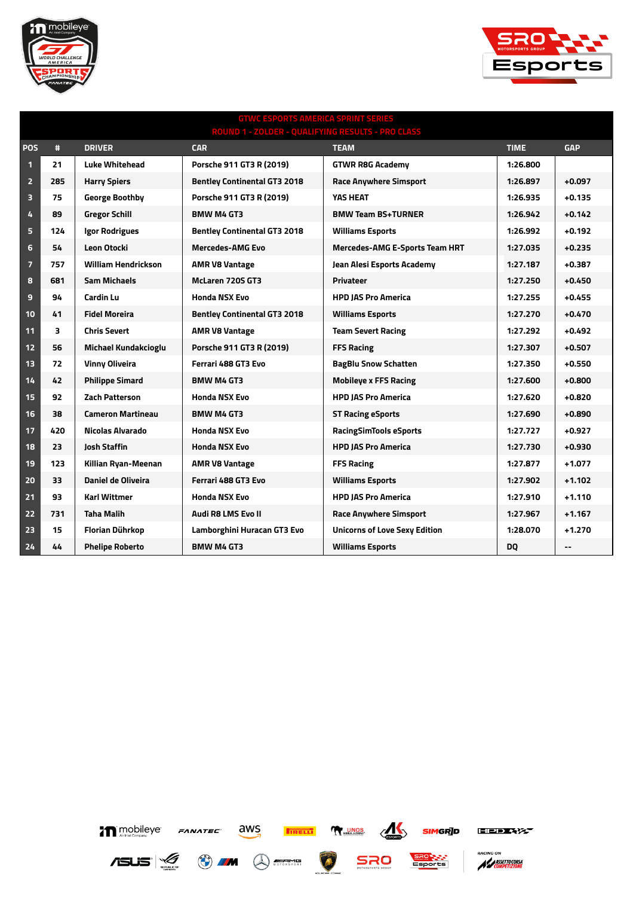## GTWC ESPORTS AMERICA SPRINT SERIES
## ROUND 1 - ZOLDER - QUALIFYING RESULTS - PRO CLASS

| POS | # | DRIVER | CAR | TEAM | TIME | GAP |
|---|---|---|---|---|---|---|
| 1 | 21 | Luke Whitehead | Porsche 911 GT3 R (2019) | GTWR R8G Academy | 1:26.800 | |
| 2 | 285 | Harry Spiers | Bentley Continental GT3 2018 | Race Anywhere Simsport | 1:26.897 | +0.097 |
| 3 | 75 | George Boothby | Porsche 911 GT3 R (2019) | YAS HEAT | 1:26.935 | +0.135 |
| 4 | 89 | Gregor Schill | BMW M4 GT3 | BMW Team BS+TURNER | 1:26.942 | +0.142 |
| 5 | 124 | Igor Rodrigues | Bentley Continental GT3 2018 | Williams Esports | 1:26.992 | +0.192 |
| 6 | 54 | Leon Otocki | Mercedes-AMG Evo | Mercedes-AMG E-Sports Team HRT | 1:27.035 | +0.235 |
| 7 | 757 | William Hendrickson | AMR V8 Vantage | Jean Alesi Esports Academy | 1:27.187 | +0.387 |
| 8 | 681 | Sam Michaels | McLaren 720S GT3 | Privateer | 1:27.250 | +0.450 |
| 9 | 94 | Cardin Lu | Honda NSX Evo | HPD JAS Pro America | 1:27.255 | +0.455 |
| 10 | 41 | Fidel Moreira | Bentley Continental GT3 2018 | Williams Esports | 1:27.270 | +0.470 |
| 11 | 3 | Chris Severt | AMR V8 Vantage | Team Severt Racing | 1:27.292 | +0.492 |
| 12 | 56 | Michael Kundakcioglu | Porsche 911 GT3 R (2019) | FFS Racing | 1:27.307 | +0.507 |
| 13 | 72 | Vinny Oliveira | Ferrari 488 GT3 Evo | BagBlu Snow Schatten | 1:27.350 | +0.550 |
| 14 | 42 | Philippe Simard | BMW M4 GT3 | Mobileye x FFS Racing | 1:27.600 | +0.800 |
| 15 | 92 | Zach Patterson | Honda NSX Evo | HPD JAS Pro America | 1:27.620 | +0.820 |
| 16 | 38 | Cameron Martineau | BMW M4 GT3 | ST Racing eSports | 1:27.690 | +0.890 |
| 17 | 420 | Nicolas Alvarado | Honda NSX Evo | RacingSimTools eSports | 1:27.727 | +0.927 |
| 18 | 23 | Josh Staffin | Honda NSX Evo | HPD JAS Pro America | 1:27.730 | +0.930 |
| 19 | 123 | Killian Ryan-Meenan | AMR V8 Vantage | FFS Racing | 1:27.877 | +1.077 |
| 20 | 33 | Daniel de Oliveira | Ferrari 488 GT3 Evo | Williams Esports | 1:27.902 | +1.102 |
| 21 | 93 | Karl Wittmer | Honda NSX Evo | HPD JAS Pro America | 1:27.910 | +1.110 |
| 22 | 731 | Taha Malih | Audi R8 LMS Evo II | Race Anywhere Simsport | 1:27.967 | +1.167 |
| 23 | 15 | Florian Dührkop | Lamborghini Huracan GT3 Evo | Unicorns of Love Sexy Edition | 1:28.070 | +1.270 |
| 24 | 44 | Phelipe Roberto | BMW M4 GT3 | Williams Esports | DQ | -- |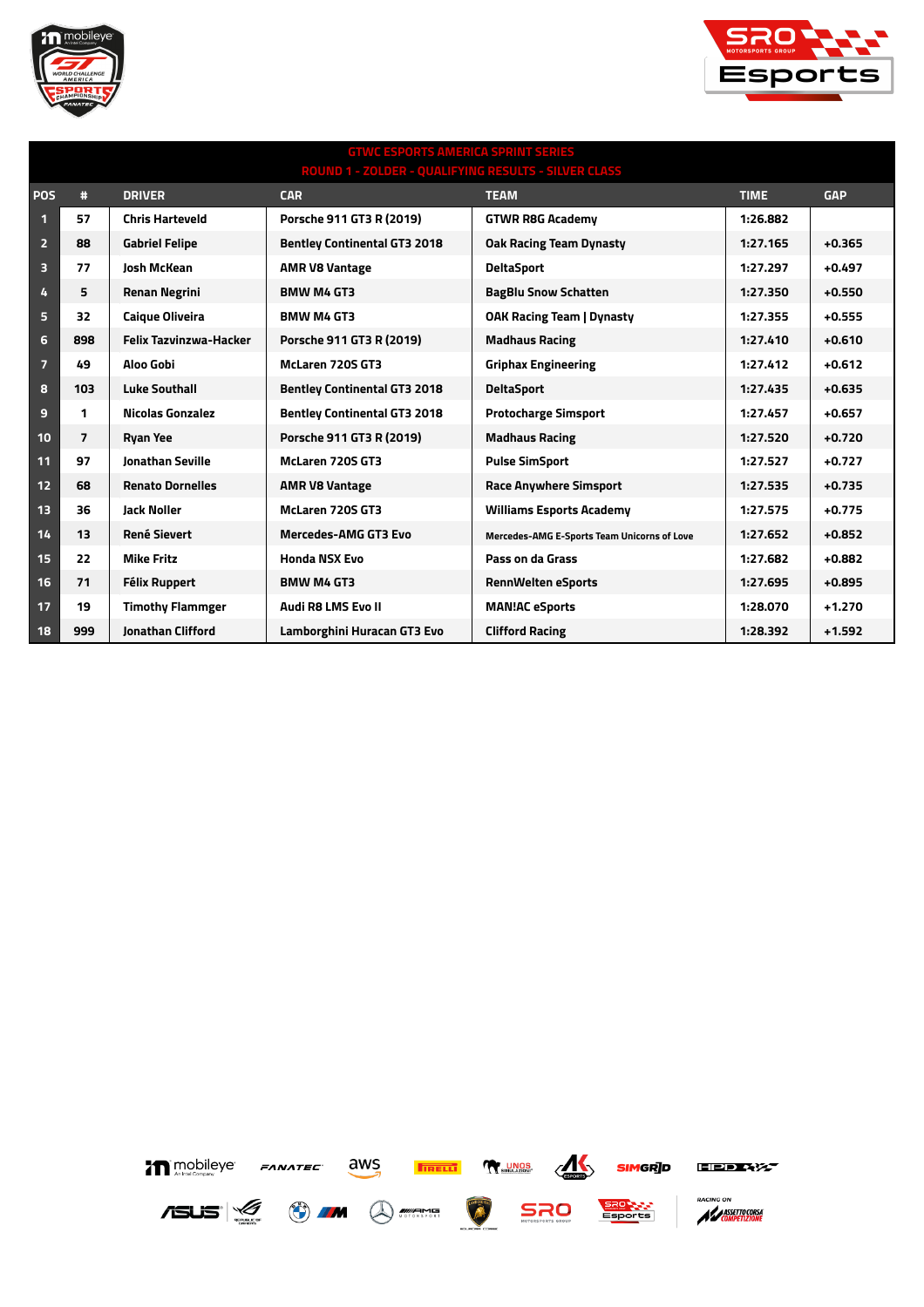## GTWC ESPORTS AMERICA SPRINT SERIES

### ROUND 1 - ZOLDER - QUALIFYING RESULTS - SILVER CLASS

| POS | # | DRIVER | CAR | TEAM | TIME | GAP |
|---|---|---|---|---|---|---|
| 1 | 57 | Chris Harteveld | Porsche 911 GT3 R (2019) | GTWR R8G Academy | 1:26.882 | |
| 2 | 88 | Gabriel Felipe | Bentley Continental GT3 2018 | Oak Racing Team Dynasty | 1:27.165 | +0.365 |
| 3 | 77 | Josh McKean | AMR V8 Vantage | DeltaSport | 1:27.297 | +0.497 |
| 4 | 5 | Renan Negrini | BMW M4 GT3 | BagBlu Snow Schatten | 1:27.350 | +0.550 |
| 5 | 32 | Caique Oliveira | BMW M4 GT3 | OAK Racing Team \| Dynasty | 1:27.355 | +0.555 |
| 6 | 898 | Felix Tazvinzwa-Hacker | Porsche 911 GT3 R (2019) | Madhaus Racing | 1:27.410 | +0.610 |
| 7 | 49 | Aloo Gobi | McLaren 720S GT3 | Griphax Engineering | 1:27.412 | +0.612 |
| 8 | 103 | Luke Southall | Bentley Continental GT3 2018 | DeltaSport | 1:27.435 | +0.635 |
| 9 | 1 | Nicolas Gonzalez | Bentley Continental GT3 2018 | Protocharge Simsport | 1:27.457 | +0.657 |
| 10 | 7 | Ryan Yee | Porsche 911 GT3 R (2019) | Madhaus Racing | 1:27.520 | +0.720 |
| 11 | 97 | Jonathan Seville | McLaren 720S GT3 | Pulse SimSport | 1:27.527 | +0.727 |
| 12 | 68 | Renato Dornelles | AMR V8 Vantage | Race Anywhere Simsport | 1:27.535 | +0.735 |
| 13 | 36 | Jack Noller | McLaren 720S GT3 | Williams Esports Academy | 1:27.575 | +0.775 |
| 14 | 13 | René Sievert | Mercedes-AMG GT3 Evo | Mercedes-AMG E-Sports Team Unicorns of Love | 1:27.652 | +0.852 |
| 15 | 22 | Mike Fritz | Honda NSX Evo | Pass on da Grass | 1:27.682 | +0.882 |
| 16 | 71 | Félix Ruppert | BMW M4 GT3 | RennWelten eSports | 1:27.695 | +0.895 |
| 17 | 19 | Timothy Flammger | Audi R8 LMS Evo II | MAN!AC eSports | 1:28.070 | +1.270 |
| 18 | 999 | Jonathan Clifford | Lamborghini Huracan GT3 Evo | Clifford Racing | 1:28.392 | +1.592 |